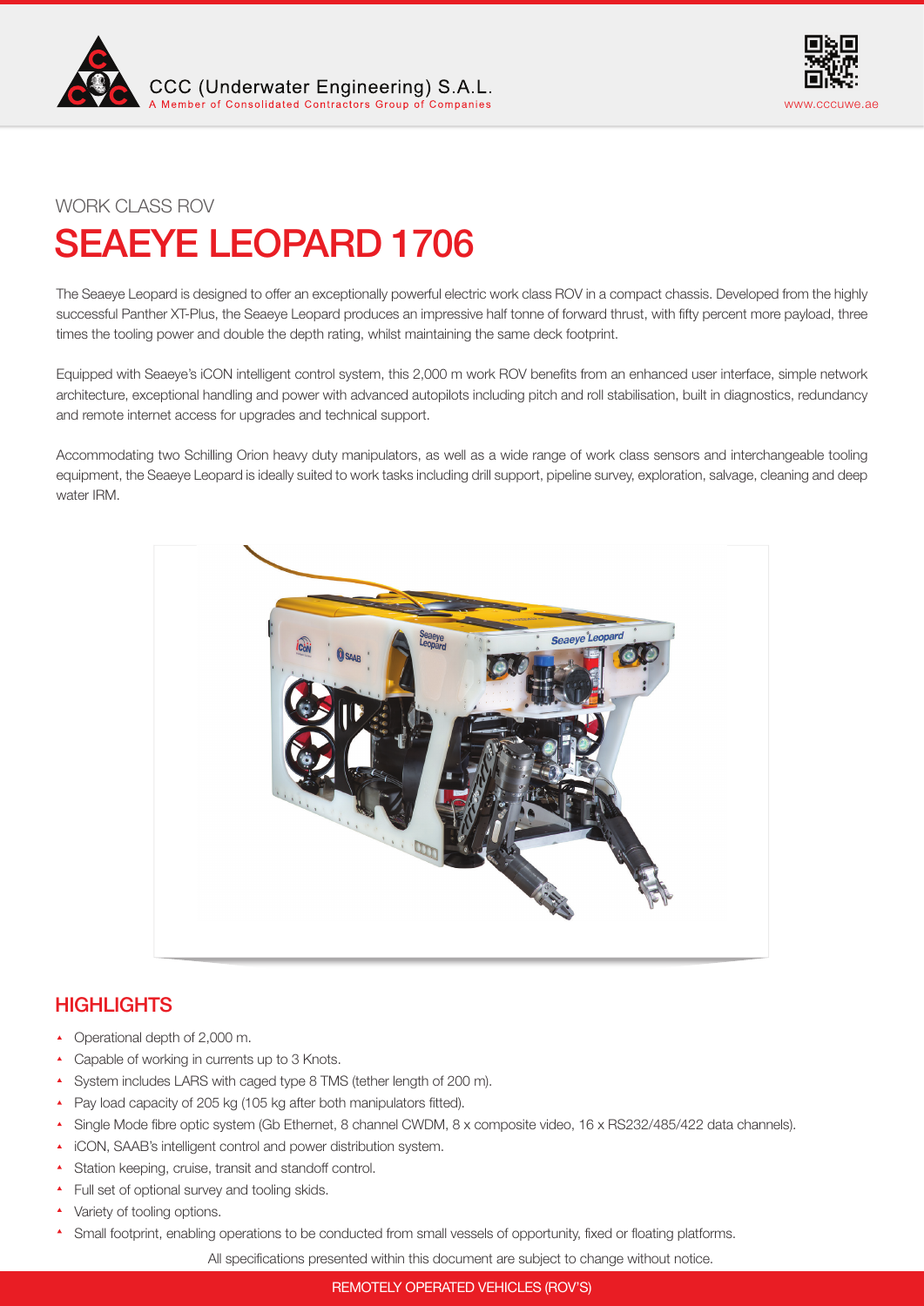WORK CLASS ROV

# SEAEYE LEOPARD 1706

The Seaeye Leopard is designed to offer an exceptionally powerful electric work class ROV in a compact chassis. Developed from the highly successful Panther XT-Plus, the Seaeye Leopard produces an impressive half tonne of forward thrust, with fifty percent more payload, three times the tooling power and double the depth rating, whilst maintaining the same deck footprint.

Equipped with Seaeye's iCON intelligent control system, this 2,000 m work ROV benefits from an enhanced user interface, simple network architecture, exceptional handling and power with advanced autopilots including pitch and roll stabilisation, built in diagnostics, redundancy and remote internet access for upgrades and technical support.

Accommodating two Schilling Orion heavy duty manipulators, as well as a wide range of work class sensors and interchangeable tooling equipment, the Seaeye Leopard is ideally suited to work tasks including drill support, pipeline survey, exploration, salvage, cleaning and deep water IRM.

## HIGHLIGHTS

- Operational depth of 2,000 m.
- Capable of working in currents up to 3 Knots.
- System includes LARS with caged type 8 TMS (tether length of 200 m).
- Pay load capacity of 205 kg (105 kg after both manipulators fitted).
- Single Mode fibre optic system (Gb Ethernet, 8 channel CWDM, 8 x composite video, 16 x RS232/485/422 data channels).
- iCON, SAAB's intelligent control and power distribution system.
- Station keeping, cruise, transit and standoff control.
- Full set of optional survey and tooling skids.
- Variety of tooling options.
- Small footprint, enabling operations to be conducted from small vessels of opportunity, fixed or floating platforms.

All specifications presented within this document are subject to change without notice.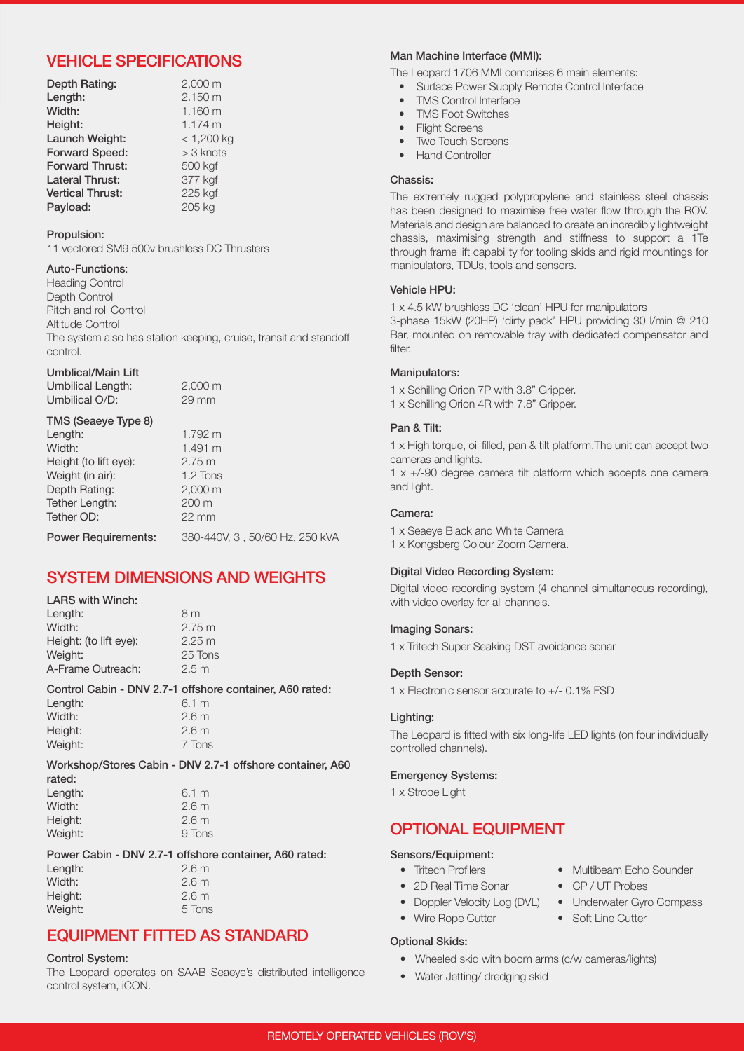## VEHICLE SPECIFICATIONS

| | |
|---|---|
| **Depth Rating:** | 2,000 m |
| **Length:** | 2.150 m |
| **Width:** | 1.160 m |
| **Height:** | 1.174 m |
| **Launch Weight:** | < 1,200 kg |
| **Forward Speed:** | > 3 knots |
| **Forward Thrust:** | 500 kgf |
| **Lateral Thrust:** | 377 kgf |
| **Vertical Thrust:** | 225 kgf |
| **Payload:** | 205 kg |

**Propulsion:**

11 vectored SM9 500v brushless DC Thrusters

**Auto-Functions**:

Heading Control
Depth Control
Pitch and roll Control
Altitude Control
The system also has station keeping, cruise, transit and standoff control.

**Umblical/Main Lift**

| | |
|---|---|
| Umbilical Length: | 2,000 m |
| Umbilical O/D: | 29 mm |

**TMS (Seaeye Type 8)**

| | |
|---|---|
| Length: | 1.792 m |
| Width: | 1.491 m |
| Height (to lift eye): | 2.75 m |
| Weight (in air): | 1.2 Tons |
| Depth Rating: | 2,000 m |
| Tether Length: | 200 m |
| Tether OD: | 22 mm |

**Power Requirements:** 380-440V, 3 , 50/60 Hz, 250 kVA

## SYSTEM DIMENSIONS AND WEIGHTS

**LARS with Winch:**

| | |
|---|---|
| Length: | 8 m |
| Width: | 2.75 m |
| Height: (to lift eye): | 2.25 m |
| Weight: | 25 Tons |
| A-Frame Outreach: | 2.5 m |

**Control Cabin - DNV 2.7-1 offshore container, A60 rated:**

| | |
|---|---|
| Length: | 6.1 m |
| Width: | 2.6 m |
| Height: | 2.6 m |
| Weight: | 7 Tons |

**Workshop/Stores Cabin - DNV 2.7-1 offshore container, A60 rated:**

| | |
|---|---|
| Length: | 6.1 m |
| Width: | 2.6 m |
| Height: | 2.6 m |
| Weight: | 9 Tons |

**Power Cabin - DNV 2.7-1 offshore container, A60 rated:**

| | |
|---|---|
| Length: | 2.6 m |
| Width: | 2.6 m |
| Height: | 2.6 m |
| Weight: | 5 Tons |

## EQUIPMENT FITTED AS STANDARD

**Control System:**

The Leopard operates on SAAB Seaeye's distributed intelligence control system, iCON.

**Man Machine Interface (MMI):**

The Leopard 1706 MMI comprises 6 main elements:

- Surface Power Supply Remote Control Interface
- TMS Control Interface
- TMS Foot Switches
- Flight Screens
- Two Touch Screens
- Hand Controller

**Chassis:**

The extremely rugged polypropylene and stainless steel chassis has been designed to maximise free water flow through the ROV. Materials and design are balanced to create an incredibly lightweight chassis, maximising strength and stiffness to support a 1Te through frame lift capability for tooling skids and rigid mountings for manipulators, TDUs, tools and sensors.

**Vehicle HPU:**

1 x 4.5 kW brushless DC 'clean' HPU for manipulators
3-phase 15kW (20HP) 'dirty pack' HPU providing 30 l/min @ 210 Bar, mounted on removable tray with dedicated compensator and filter.

**Manipulators:**

1 x Schilling Orion 7P with 3.8" Gripper.
1 x Schilling Orion 4R with 7.8" Gripper.

**Pan & Tilt:**

1 x High torque, oil filled, pan & tilt platform.The unit can accept two cameras and lights.
1 x +/-90 degree camera tilt platform which accepts one camera and light.

**Camera:**

1 x Seaeye Black and White Camera
1 x Kongsberg Colour Zoom Camera.

**Digital Video Recording System:**

Digital video recording system (4 channel simultaneous recording), with video overlay for all channels.

**Imaging Sonars:**

1 x Tritech Super Seaking DST avoidance sonar

**Depth Sensor:**

1 x Electronic sensor accurate to +/- 0.1% FSD

**Lighting:**

The Leopard is fitted with six long-life LED lights (on four individually controlled channels).

**Emergency Systems:**

1 x Strobe Light

## OPTIONAL EQUIPMENT

**Sensors/Equipment:**

- Tritech Profilers
- 2D Real Time Sonar
- Doppler Velocity Log (DVL)
- Wire Rope Cutter
- Multibeam Echo Sounder
- CP / UT Probes
- Underwater Gyro Compass
- Soft Line Cutter

**Optional Skids:**

- Wheeled skid with boom arms (c/w cameras/lights)
- Water Jetting/ dredging skid